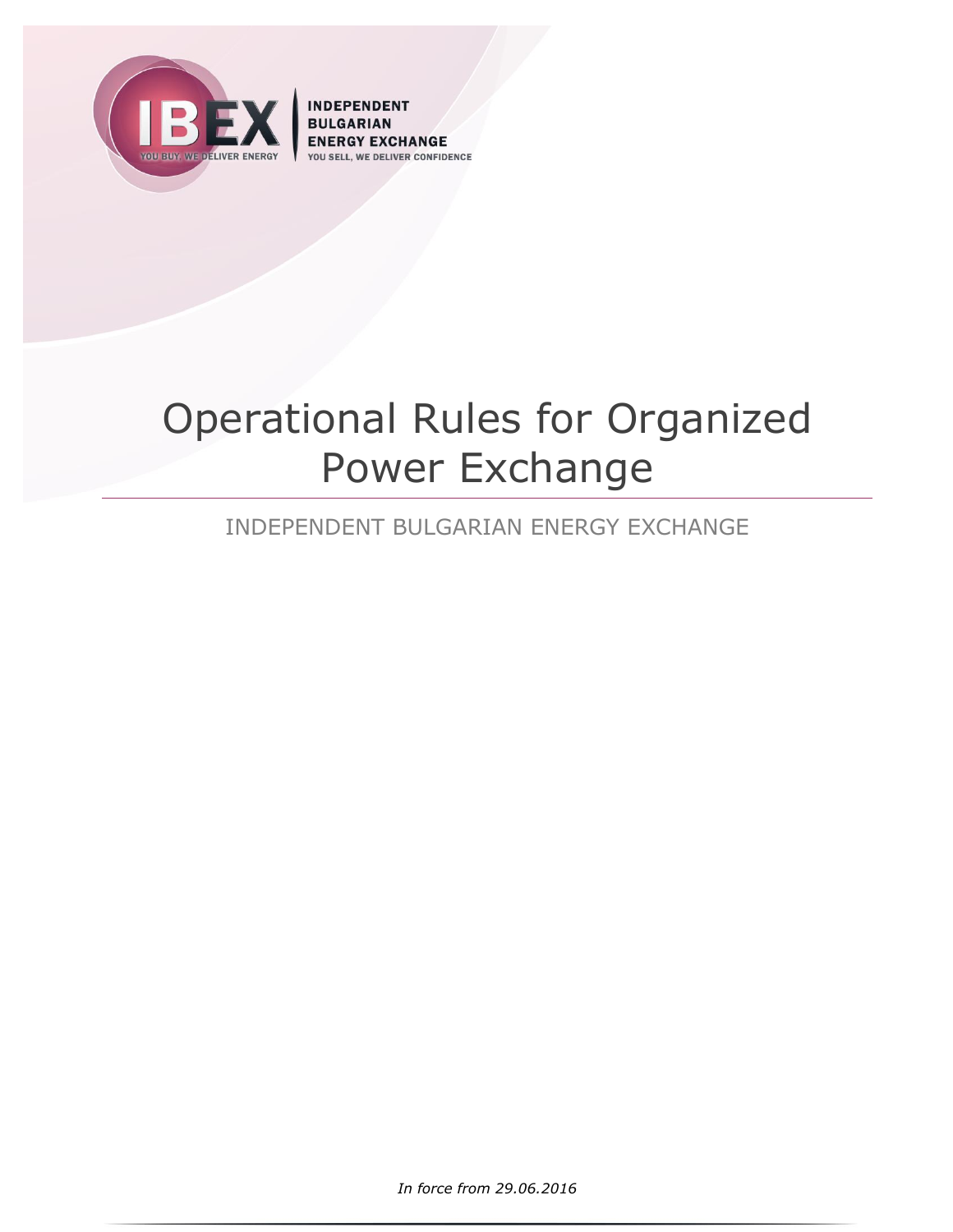INDEPENDENT BULGARIAN ENERGY EXCHANGE

YOU SELL, WE DELIVER CONFIDENCE

# Operational Rules for Organized Power Exchange

INDEPENDENT BULGARIAN ENERGY EXCHANGE

*In force from 29.06.2016*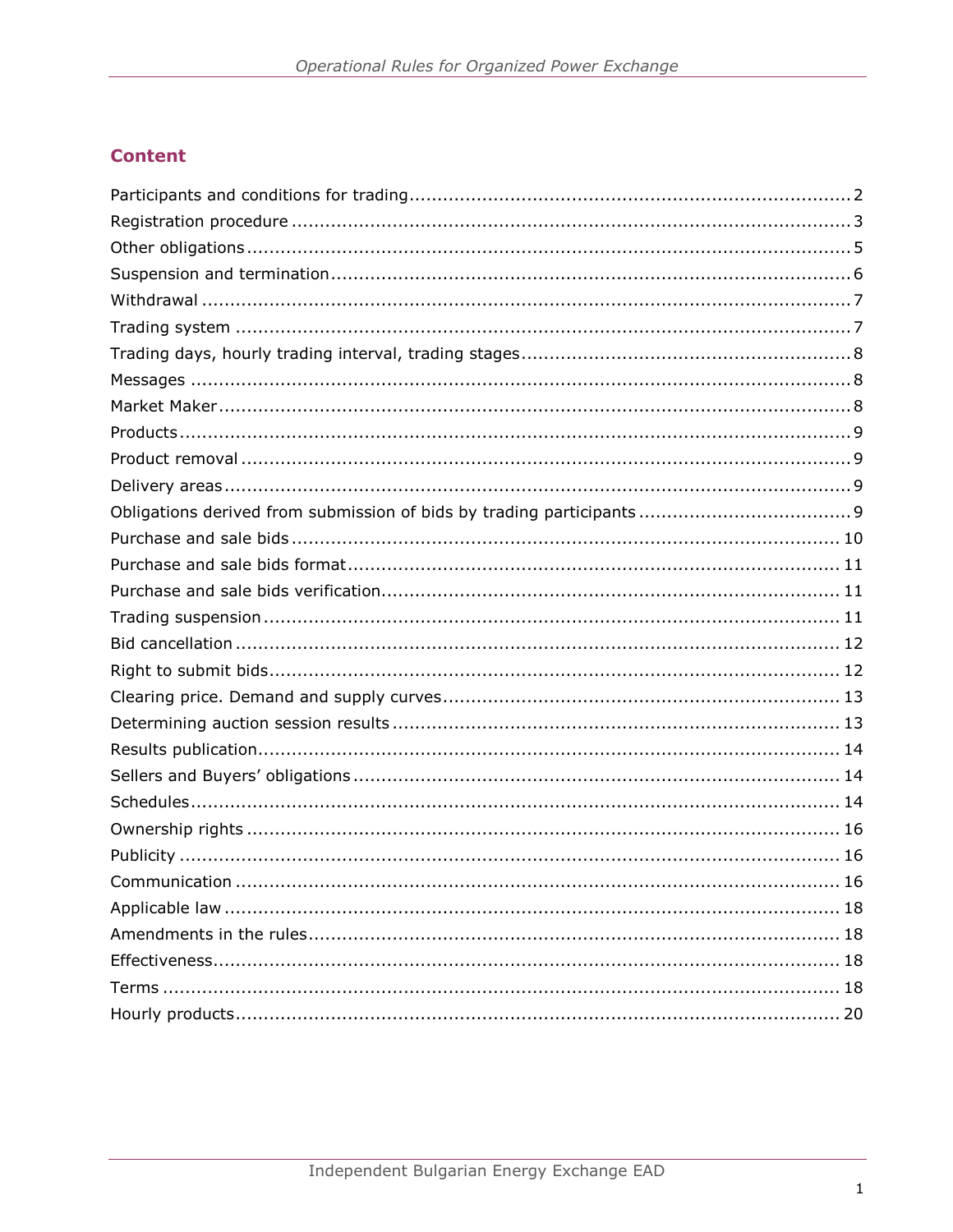## Content

Participants and conditions for trading .......... 2
Registration procedure .......... 3
Other obligations .......... 5
Suspension and termination .......... 6
Withdrawal .......... 7
Trading system .......... 7
Trading days, hourly trading interval, trading stages .......... 8
Messages .......... 8
Market Maker .......... 8
Products .......... 9
Product removal .......... 9
Delivery areas .......... 9
Obligations derived from submission of bids by trading participants .......... 9
Purchase and sale bids .......... 10
Purchase and sale bids format .......... 11
Purchase and sale bids verification .......... 11
Trading suspension .......... 11
Bid cancellation .......... 12
Right to submit bids .......... 12
Clearing price. Demand and supply curves .......... 13
Determining auction session results .......... 13
Results publication .......... 14
Sellers and Buyers' obligations .......... 14
Schedules .......... 14
Ownership rights .......... 16
Publicity .......... 16
Communication .......... 16
Applicable law .......... 18
Amendments in the rules .......... 18
Effectiveness .......... 18
Terms .......... 18
Hourly products .......... 20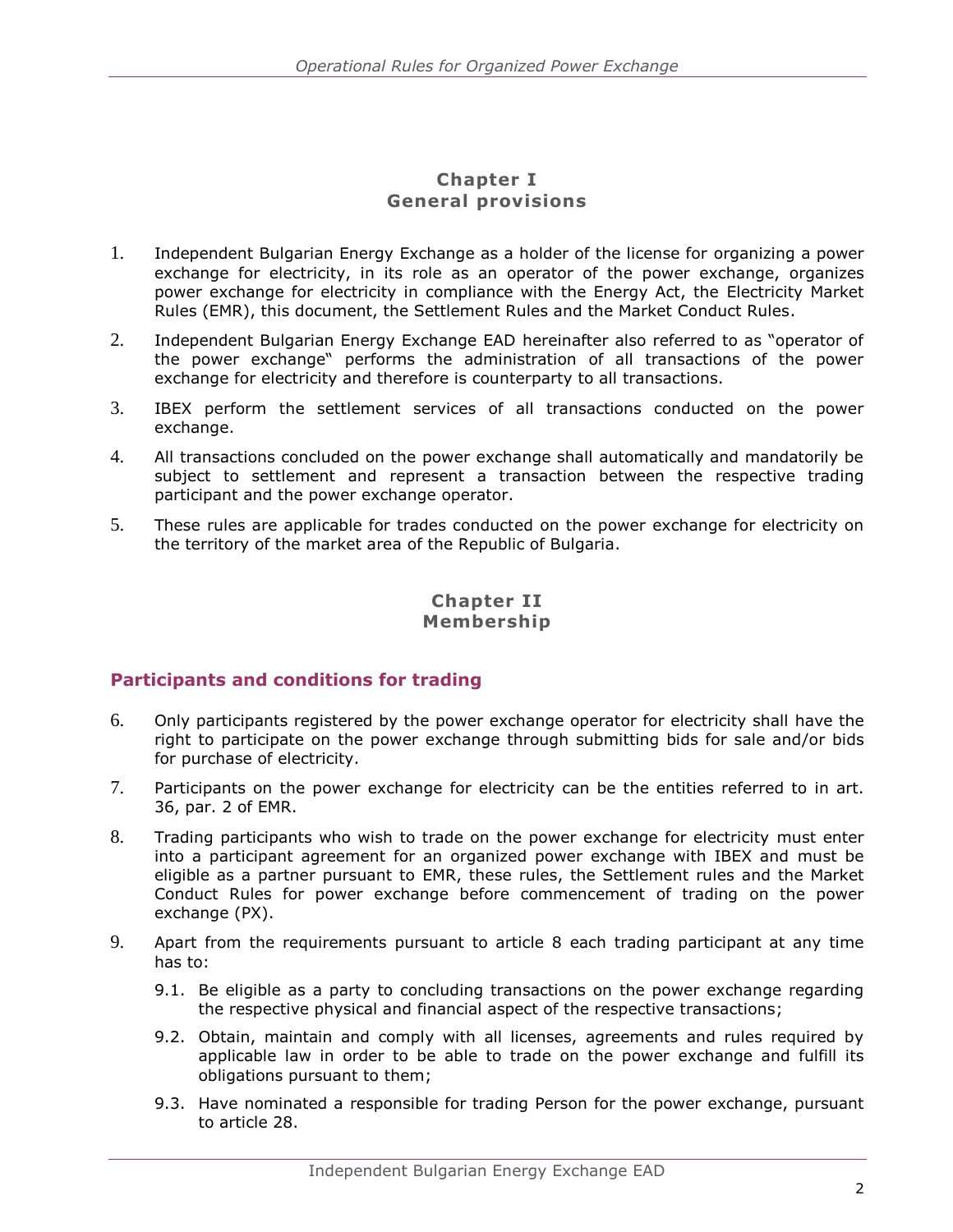## Chapter I
## General provisions

1. Independent Bulgarian Energy Exchange as a holder of the license for organizing a power exchange for electricity, in its role as an operator of the power exchange, organizes power exchange for electricity in compliance with the Energy Act, the Electricity Market Rules (EMR), this document, the Settlement Rules and the Market Conduct Rules.

2. Independent Bulgarian Energy Exchange EAD hereinafter also referred to as "operator of the power exchange" performs the administration of all transactions of the power exchange for electricity and therefore is counterparty to all transactions.

3. IBEX perform the settlement services of all transactions conducted on the power exchange.

4. All transactions concluded on the power exchange shall automatically and mandatorily be subject to settlement and represent a transaction between the respective trading participant and the power exchange operator.

5. These rules are applicable for trades conducted on the power exchange for electricity on the territory of the market area of the Republic of Bulgaria.

## Chapter II
## Membership

### Participants and conditions for trading

6. Only participants registered by the power exchange operator for electricity shall have the right to participate on the power exchange through submitting bids for sale and/or bids for purchase of electricity.

7. Participants on the power exchange for electricity can be the entities referred to in art. 36, par. 2 of EMR.

8. Trading participants who wish to trade on the power exchange for electricity must enter into a participant agreement for an organized power exchange with IBEX and must be eligible as a partner pursuant to EMR, these rules, the Settlement rules and the Market Conduct Rules for power exchange before commencement of trading on the power exchange (PX).

9. Apart from the requirements pursuant to article 8 each trading participant at any time has to:

   9.1. Be eligible as a party to concluding transactions on the power exchange regarding the respective physical and financial aspect of the respective transactions;

   9.2. Obtain, maintain and comply with all licenses, agreements and rules required by applicable law in order to be able to trade on the power exchange and fulfill its obligations pursuant to them;

   9.3. Have nominated a responsible for trading Person for the power exchange, pursuant to article 28.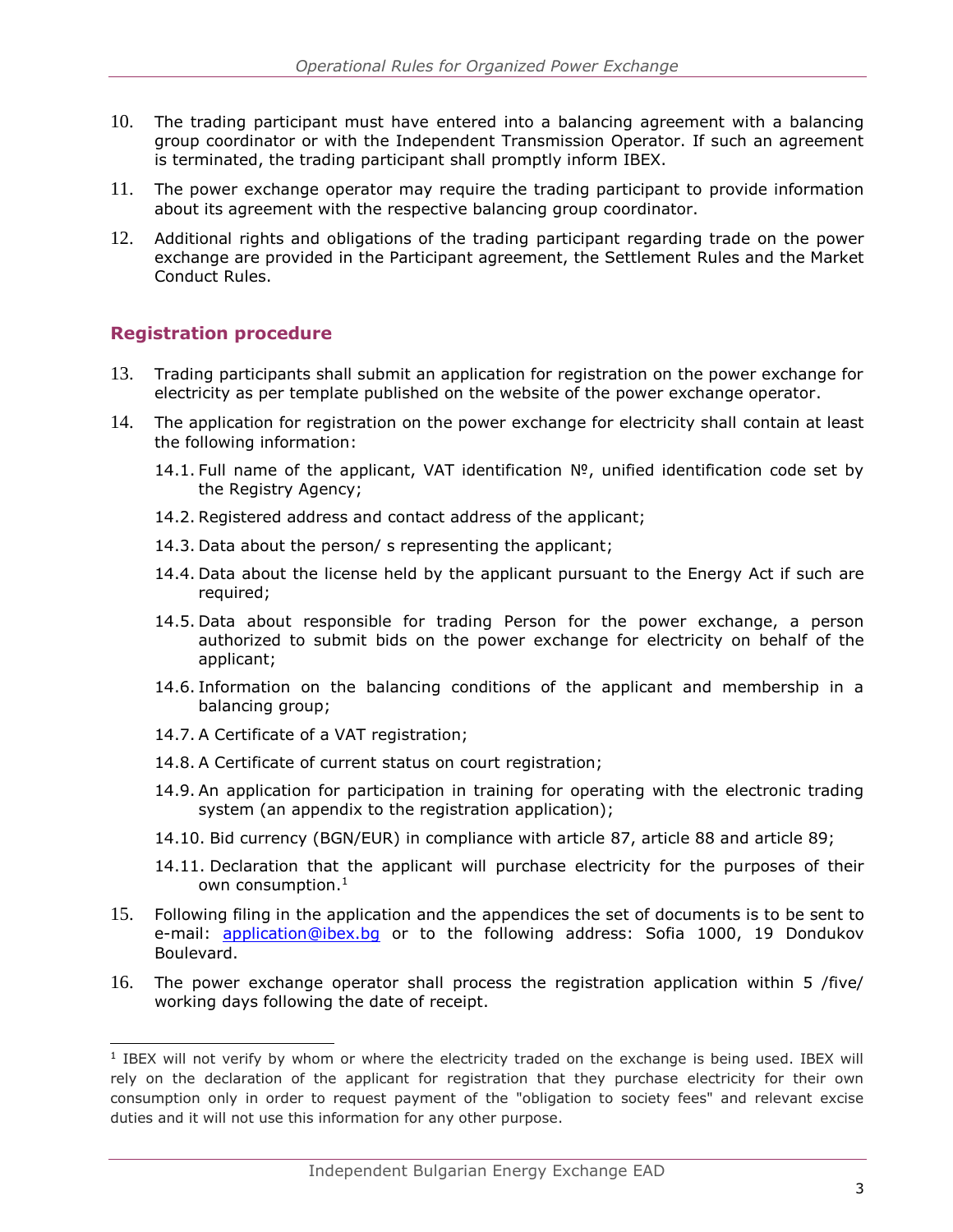10. The trading participant must have entered into a balancing agreement with a balancing group coordinator or with the Independent Transmission Operator. If such an agreement is terminated, the trading participant shall promptly inform IBEX.

11. The power exchange operator may require the trading participant to provide information about its agreement with the respective balancing group coordinator.

12. Additional rights and obligations of the trading participant regarding trade on the power exchange are provided in the Participant agreement, the Settlement Rules and the Market Conduct Rules.

## Registration procedure

13. Trading participants shall submit an application for registration on the power exchange for electricity as per template published on the website of the power exchange operator.

14. The application for registration on the power exchange for electricity shall contain at least the following information:

    14.1. Full name of the applicant, VAT identification №, unified identification code set by the Registry Agency;

    14.2. Registered address and contact address of the applicant;

    14.3. Data about the person/ s representing the applicant;

    14.4. Data about the license held by the applicant pursuant to the Energy Act if such are required;

    14.5. Data about responsible for trading Person for the power exchange, a person authorized to submit bids on the power exchange for electricity on behalf of the applicant;

    14.6. Information on the balancing conditions of the applicant and membership in a balancing group;

    14.7. A Certificate of a VAT registration;

    14.8. A Certificate of current status on court registration;

    14.9. An application for participation in training for operating with the electronic trading system (an appendix to the registration application);

    14.10. Bid currency (BGN/EUR) in compliance with article 87, article 88 and article 89;

    14.11. Declaration that the applicant will purchase electricity for the purposes of their own consumption.[1]

15. Following filing in the application and the appendices the set of documents is to be sent to e-mail: application@ibex.bg or to the following address: Sofia 1000, 19 Dondukov Boulevard.

16. The power exchange operator shall process the registration application within 5 /five/ working days following the date of receipt.

---

[1] IBEX will not verify by whom or where the electricity traded on the exchange is being used. IBEX will rely on the declaration of the applicant for registration that they purchase electricity for their own consumption only in order to request payment of the "obligation to society fees" and relevant excise duties and it will not use this information for any other purpose.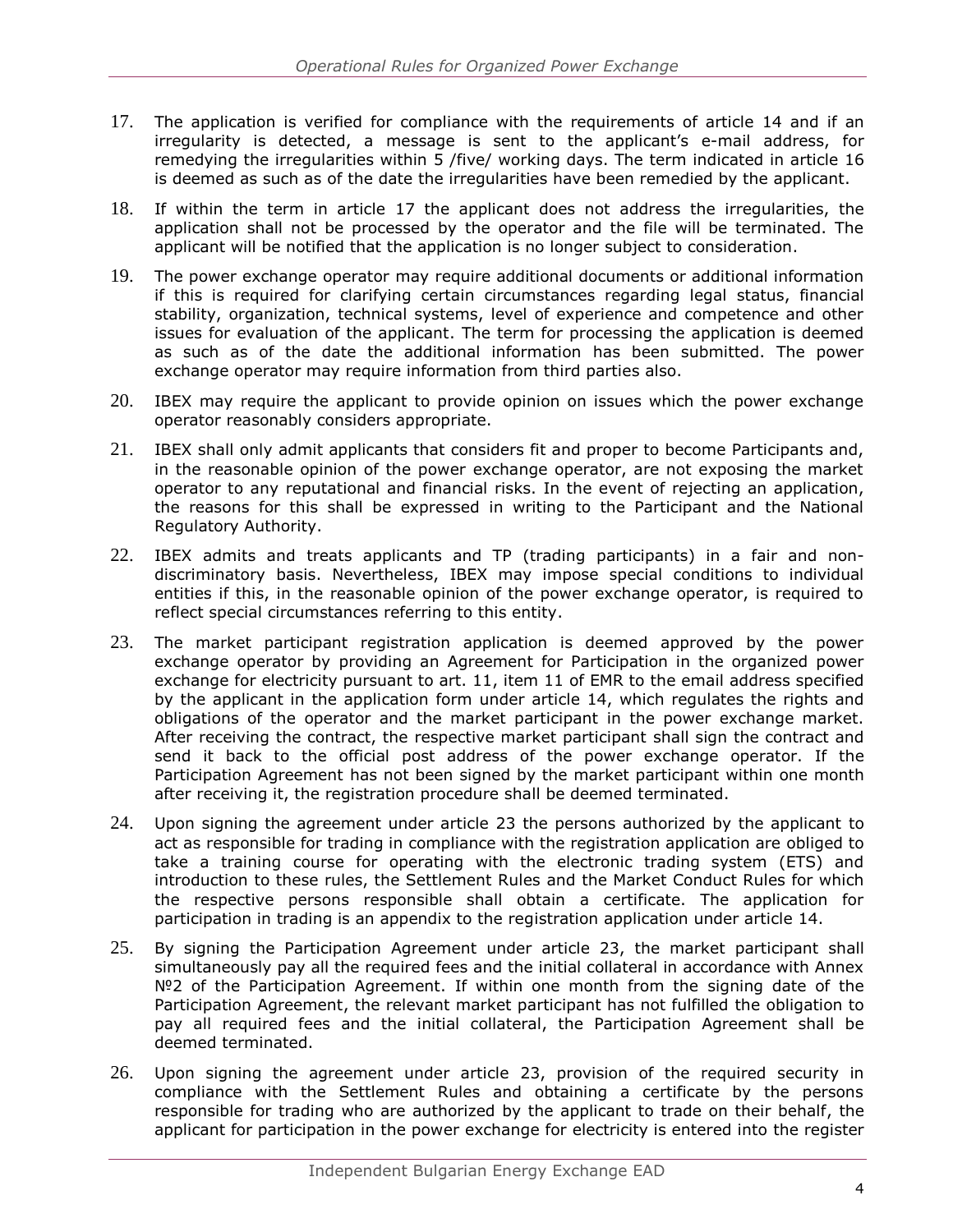17. The application is verified for compliance with the requirements of article 14 and if an irregularity is detected, a message is sent to the applicant's e-mail address, for remedying the irregularities within 5 /five/ working days. The term indicated in article 16 is deemed as such as of the date the irregularities have been remedied by the applicant.

18. If within the term in article 17 the applicant does not address the irregularities, the application shall not be processed by the operator and the file will be terminated. The applicant will be notified that the application is no longer subject to consideration.

19. The power exchange operator may require additional documents or additional information if this is required for clarifying certain circumstances regarding legal status, financial stability, organization, technical systems, level of experience and competence and other issues for evaluation of the applicant. The term for processing the application is deemed as such as of the date the additional information has been submitted. The power exchange operator may require information from third parties also.

20. IBEX may require the applicant to provide opinion on issues which the power exchange operator reasonably considers appropriate.

21. IBEX shall only admit applicants that considers fit and proper to become Participants and, in the reasonable opinion of the power exchange operator, are not exposing the market operator to any reputational and financial risks. In the event of rejecting an application, the reasons for this shall be expressed in writing to the Participant and the National Regulatory Authority.

22. IBEX admits and treats applicants and TP (trading participants) in a fair and non-discriminatory basis. Nevertheless, IBEX may impose special conditions to individual entities if this, in the reasonable opinion of the power exchange operator, is required to reflect special circumstances referring to this entity.

23. The market participant registration application is deemed approved by the power exchange operator by providing an Agreement for Participation in the organized power exchange for electricity pursuant to art. 11, item 11 of EMR to the email address specified by the applicant in the application form under article 14, which regulates the rights and obligations of the operator and the market participant in the power exchange market. After receiving the contract, the respective market participant shall sign the contract and send it back to the official post address of the power exchange operator. If the Participation Agreement has not been signed by the market participant within one month after receiving it, the registration procedure shall be deemed terminated.

24. Upon signing the agreement under article 23 the persons authorized by the applicant to act as responsible for trading in compliance with the registration application are obliged to take a training course for operating with the electronic trading system (ETS) and introduction to these rules, the Settlement Rules and the Market Conduct Rules for which the respective persons responsible shall obtain a certificate. The application for participation in trading is an appendix to the registration application under article 14.

25. By signing the Participation Agreement under article 23, the market participant shall simultaneously pay all the required fees and the initial collateral in accordance with Annex №2 of the Participation Agreement. If within one month from the signing date of the Participation Agreement, the relevant market participant has not fulfilled the obligation to pay all required fees and the initial collateral, the Participation Agreement shall be deemed terminated.

26. Upon signing the agreement under article 23, provision of the required security in compliance with the Settlement Rules and obtaining a certificate by the persons responsible for trading who are authorized by the applicant to trade on their behalf, the applicant for participation in the power exchange for electricity is entered into the register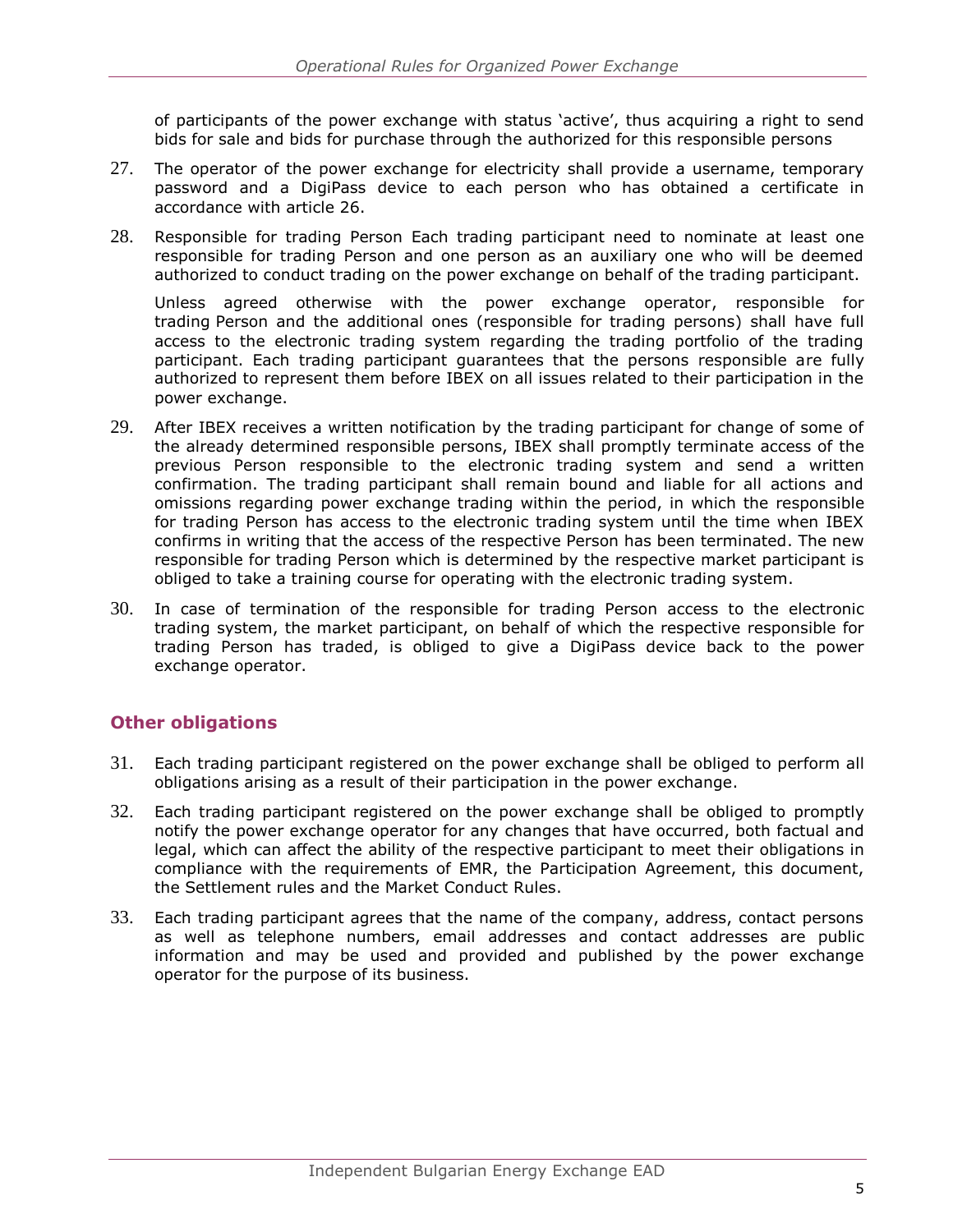of participants of the power exchange with status ‘active’, thus acquiring a right to send bids for sale and bids for purchase through the authorized for this responsible persons

27. The operator of the power exchange for electricity shall provide a username, temporary password and a DigiPass device to each person who has obtained a certificate in accordance with article 26.

28. Responsible for trading Person Each trading participant need to nominate at least one responsible for trading Person and one person as an auxiliary one who will be deemed authorized to conduct trading on the power exchange on behalf of the trading participant.

    Unless agreed otherwise with the power exchange operator, responsible for trading Person and the additional ones (responsible for trading persons) shall have full access to the electronic trading system regarding the trading portfolio of the trading participant. Each trading participant guarantees that the persons responsible are fully authorized to represent them before IBEX on all issues related to their participation in the power exchange.

29. After IBEX receives a written notification by the trading participant for change of some of the already determined responsible persons, IBEX shall promptly terminate access of the previous Person responsible to the electronic trading system and send a written confirmation. The trading participant shall remain bound and liable for all actions and omissions regarding power exchange trading within the period, in which the responsible for trading Person has access to the electronic trading system until the time when IBEX confirms in writing that the access of the respective Person has been terminated. The new responsible for trading Person which is determined by the respective market participant is obliged to take a training course for operating with the electronic trading system.

30. In case of termination of the responsible for trading Person access to the electronic trading system, the market participant, on behalf of which the respective responsible for trading Person has traded, is obliged to give a DigiPass device back to the power exchange operator.

## Other obligations

31. Each trading participant registered on the power exchange shall be obliged to perform all obligations arising as a result of their participation in the power exchange.

32. Each trading participant registered on the power exchange shall be obliged to promptly notify the power exchange operator for any changes that have occurred, both factual and legal, which can affect the ability of the respective participant to meet their obligations in compliance with the requirements of EMR, the Participation Agreement, this document, the Settlement rules and the Market Conduct Rules.

33. Each trading participant agrees that the name of the company, address, contact persons as well as telephone numbers, email addresses and contact addresses are public information and may be used and provided and published by the power exchange operator for the purpose of its business.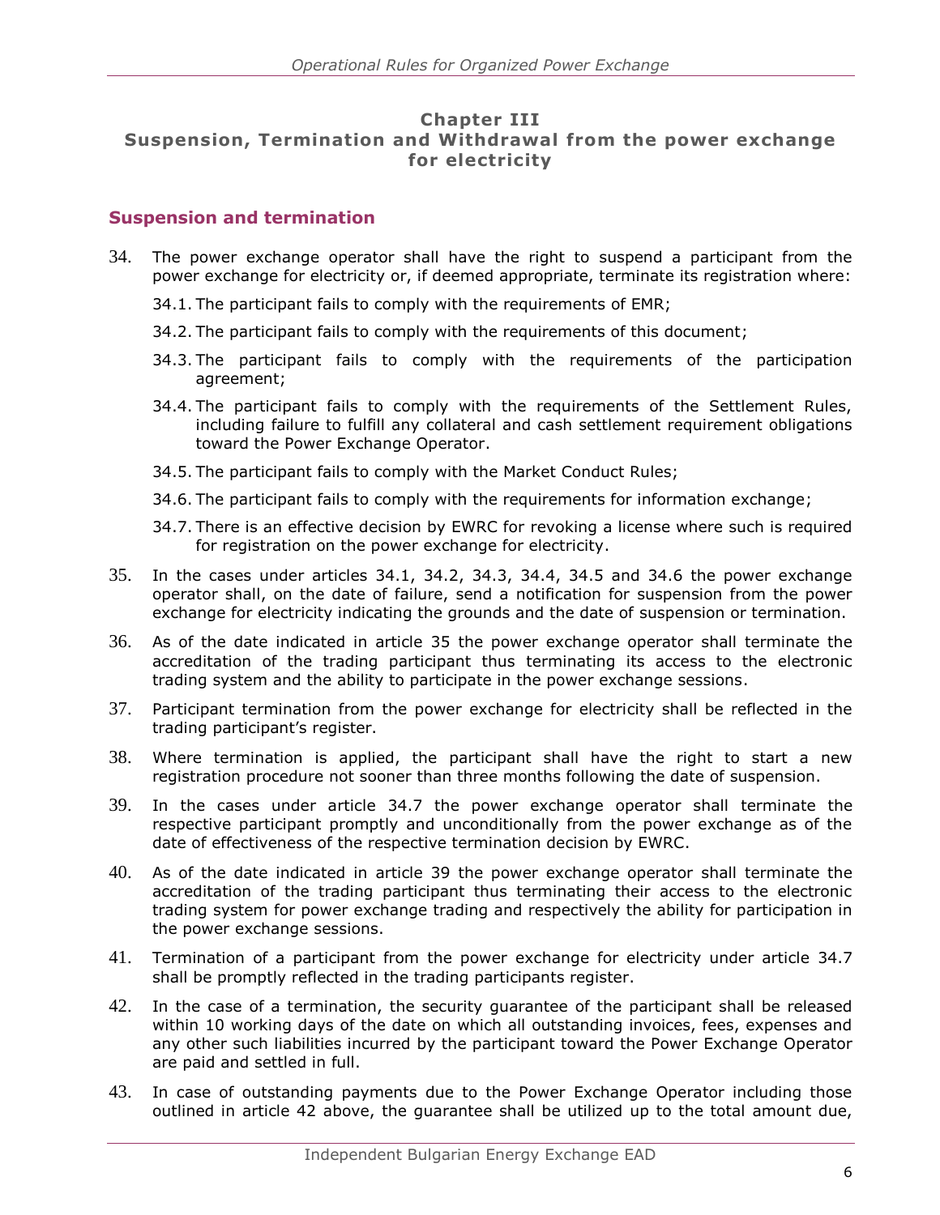## Chapter III
## Suspension, Termination and Withdrawal from the power exchange for electricity

### Suspension and termination

34. The power exchange operator shall have the right to suspend a participant from the power exchange for electricity or, if deemed appropriate, terminate its registration where:

    34.1. The participant fails to comply with the requirements of EMR;

    34.2. The participant fails to comply with the requirements of this document;

    34.3. The participant fails to comply with the requirements of the participation agreement;

    34.4. The participant fails to comply with the requirements of the Settlement Rules, including failure to fulfill any collateral and cash settlement requirement obligations toward the Power Exchange Operator.

    34.5. The participant fails to comply with the Market Conduct Rules;

    34.6. The participant fails to comply with the requirements for information exchange;

    34.7. There is an effective decision by EWRC for revoking a license where such is required for registration on the power exchange for electricity.

35. In the cases under articles 34.1, 34.2, 34.3, 34.4, 34.5 and 34.6 the power exchange operator shall, on the date of failure, send a notification for suspension from the power exchange for electricity indicating the grounds and the date of suspension or termination.

36. As of the date indicated in article 35 the power exchange operator shall terminate the accreditation of the trading participant thus terminating its access to the electronic trading system and the ability to participate in the power exchange sessions.

37. Participant termination from the power exchange for electricity shall be reflected in the trading participant's register.

38. Where termination is applied, the participant shall have the right to start a new registration procedure not sooner than three months following the date of suspension.

39. In the cases under article 34.7 the power exchange operator shall terminate the respective participant promptly and unconditionally from the power exchange as of the date of effectiveness of the respective termination decision by EWRC.

40. As of the date indicated in article 39 the power exchange operator shall terminate the accreditation of the trading participant thus terminating their access to the electronic trading system for power exchange trading and respectively the ability for participation in the power exchange sessions.

41. Termination of a participant from the power exchange for electricity under article 34.7 shall be promptly reflected in the trading participants register.

42. In the case of a termination, the security guarantee of the participant shall be released within 10 working days of the date on which all outstanding invoices, fees, expenses and any other such liabilities incurred by the participant toward the Power Exchange Operator are paid and settled in full.

43. In case of outstanding payments due to the Power Exchange Operator including those outlined in article 42 above, the guarantee shall be utilized up to the total amount due,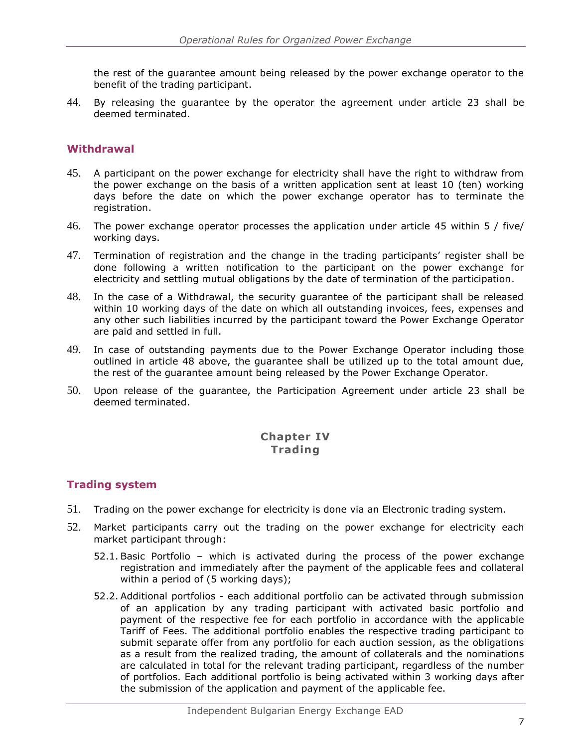the rest of the guarantee amount being released by the power exchange operator to the benefit of the trading participant.

44. By releasing the guarantee by the operator the agreement under article 23 shall be deemed terminated.

## Withdrawal

45. A participant on the power exchange for electricity shall have the right to withdraw from the power exchange on the basis of a written application sent at least 10 (ten) working days before the date on which the power exchange operator has to terminate the registration.

46. The power exchange operator processes the application under article 45 within 5 / five/ working days.

47. Termination of registration and the change in the trading participants' register shall be done following a written notification to the participant on the power exchange for electricity and settling mutual obligations by the date of termination of the participation.

48. In the case of a Withdrawal, the security guarantee of the participant shall be released within 10 working days of the date on which all outstanding invoices, fees, expenses and any other such liabilities incurred by the participant toward the Power Exchange Operator are paid and settled in full.

49. In case of outstanding payments due to the Power Exchange Operator including those outlined in article 48 above, the guarantee shall be utilized up to the total amount due, the rest of the guarantee amount being released by the Power Exchange Operator.

50. Upon release of the guarantee, the Participation Agreement under article 23 shall be deemed terminated.

# Chapter IV
# Trading

## Trading system

51. Trading on the power exchange for electricity is done via an Electronic trading system.

52. Market participants carry out the trading on the power exchange for electricity each market participant through:

    52.1. Basic Portfolio – which is activated during the process of the power exchange registration and immediately after the payment of the applicable fees and collateral within a period of (5 working days);

    52.2. Additional portfolios - each additional portfolio can be activated through submission of an application by any trading participant with activated basic portfolio and payment of the respective fee for each portfolio in accordance with the applicable Tariff of Fees. The additional portfolio enables the respective trading participant to submit separate offer from any portfolio for each auction session, as the obligations as a result from the realized trading, the amount of collaterals and the nominations are calculated in total for the relevant trading participant, regardless of the number of portfolios. Each additional portfolio is being activated within 3 working days after the submission of the application and payment of the applicable fee.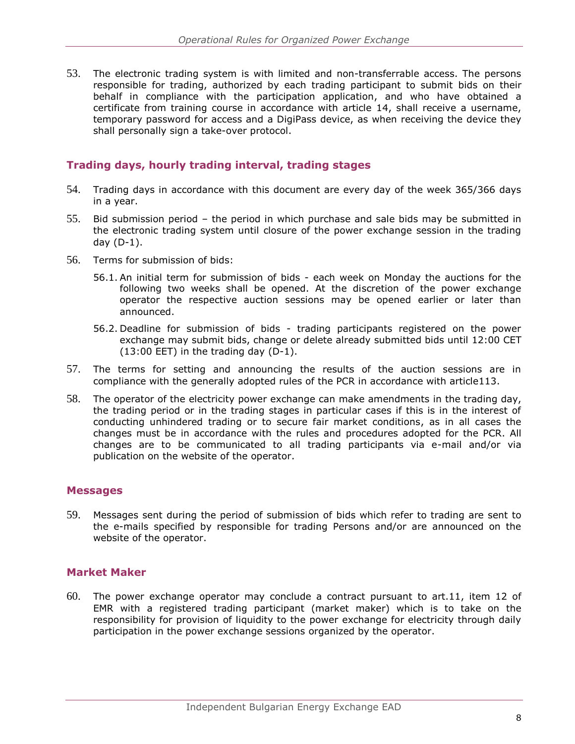53. The electronic trading system is with limited and non-transferrable access. The persons responsible for trading, authorized by each trading participant to submit bids on their behalf in compliance with the participation application, and who have obtained a certificate from training course in accordance with article 14, shall receive a username, temporary password for access and a DigiPass device, as when receiving the device they shall personally sign a take-over protocol.

## Trading days, hourly trading interval, trading stages

54. Trading days in accordance with this document are every day of the week 365/366 days in a year.

55. Bid submission period – the period in which purchase and sale bids may be submitted in the electronic trading system until closure of the power exchange session in the trading day (D-1).

56. Terms for submission of bids:

    56.1. An initial term for submission of bids - each week on Monday the auctions for the following two weeks shall be opened. At the discretion of the power exchange operator the respective auction sessions may be opened earlier or later than announced.

    56.2. Deadline for submission of bids - trading participants registered on the power exchange may submit bids, change or delete already submitted bids until 12:00 CET (13:00 EET) in the trading day (D-1).

57. The terms for setting and announcing the results of the auction sessions are in compliance with the generally adopted rules of the PCR in accordance with article113.

58. The operator of the electricity power exchange can make amendments in the trading day, the trading period or in the trading stages in particular cases if this is in the interest of conducting unhindered trading or to secure fair market conditions, as in all cases the changes must be in accordance with the rules and procedures adopted for the PCR. All changes are to be communicated to all trading participants via e-mail and/or via publication on the website of the operator.

## Messages

59. Messages sent during the period of submission of bids which refer to trading are sent to the e-mails specified by responsible for trading Persons and/or are announced on the website of the operator.

## Market Maker

60. The power exchange operator may conclude a contract pursuant to art.11, item 12 of EMR with a registered trading participant (market maker) which is to take on the responsibility for provision of liquidity to the power exchange for electricity through daily participation in the power exchange sessions organized by the operator.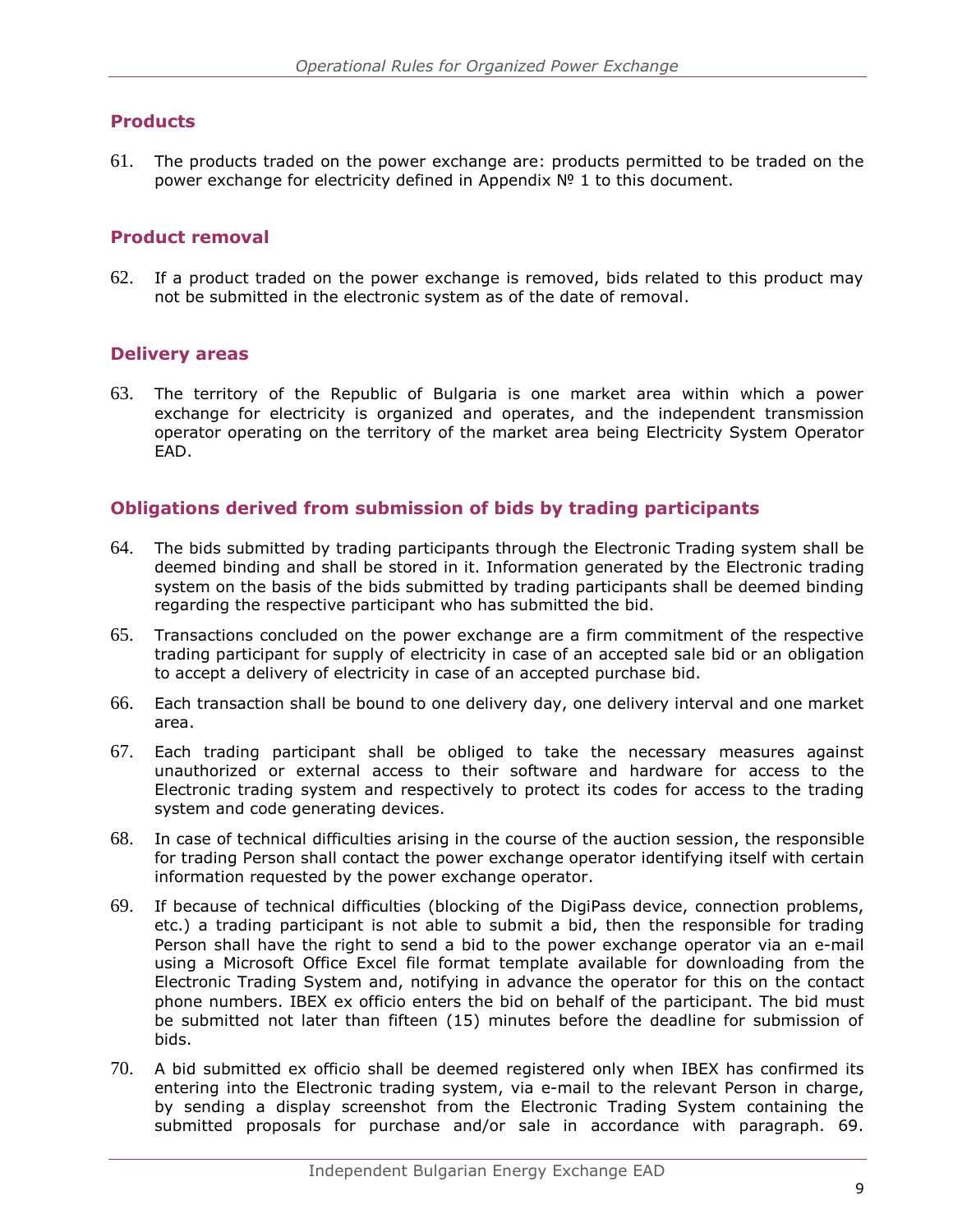## Products

61. The products traded on the power exchange are: products permitted to be traded on the power exchange for electricity defined in Appendix № 1 to this document.

## Product removal

62. If a product traded on the power exchange is removed, bids related to this product may not be submitted in the electronic system as of the date of removal.

## Delivery areas

63. The territory of the Republic of Bulgaria is one market area within which a power exchange for electricity is organized and operates, and the independent transmission operator operating on the territory of the market area being Electricity System Operator EAD.

## Obligations derived from submission of bids by trading participants

64. The bids submitted by trading participants through the Electronic Trading system shall be deemed binding and shall be stored in it. Information generated by the Electronic trading system on the basis of the bids submitted by trading participants shall be deemed binding regarding the respective participant who has submitted the bid.
65. Transactions concluded on the power exchange are a firm commitment of the respective trading participant for supply of electricity in case of an accepted sale bid or an obligation to accept a delivery of electricity in case of an accepted purchase bid.
66. Each transaction shall be bound to one delivery day, one delivery interval and one market area.
67. Each trading participant shall be obliged to take the necessary measures against unauthorized or external access to their software and hardware for access to the Electronic trading system and respectively to protect its codes for access to the trading system and code generating devices.
68. In case of technical difficulties arising in the course of the auction session, the responsible for trading Person shall contact the power exchange operator identifying itself with certain information requested by the power exchange operator.
69. If because of technical difficulties (blocking of the DigiPass device, connection problems, etc.) a trading participant is not able to submit a bid, then the responsible for trading Person shall have the right to send a bid to the power exchange operator via an e-mail using a Microsoft Office Excel file format template available for downloading from the Electronic Trading System and, notifying in advance the operator for this on the contact phone numbers. IBEX ex officio enters the bid on behalf of the participant. The bid must be submitted not later than fifteen (15) minutes before the deadline for submission of bids.
70. A bid submitted ex officio shall be deemed registered only when IBEX has confirmed its entering into the Electronic trading system, via e-mail to the relevant Person in charge, by sending a display screenshot from the Electronic Trading System containing the submitted proposals for purchase and/or sale in accordance with paragraph. 69.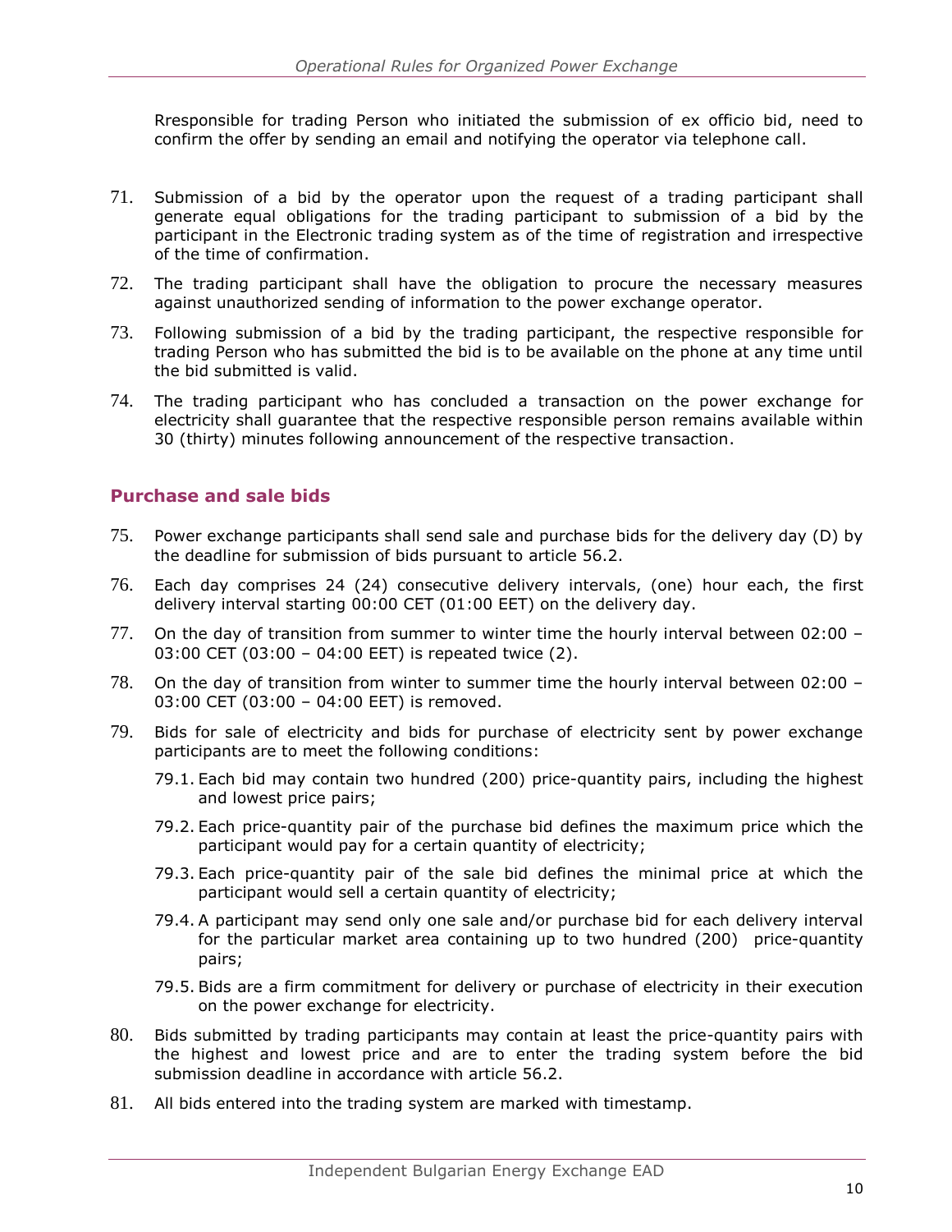Rresponsible for trading Person who initiated the submission of ex officio bid, need to confirm the offer by sending an email and notifying the operator via telephone call.

71. Submission of a bid by the operator upon the request of a trading participant shall generate equal obligations for the trading participant to submission of a bid by the participant in the Electronic trading system as of the time of registration and irrespective of the time of confirmation.

72. The trading participant shall have the obligation to procure the necessary measures against unauthorized sending of information to the power exchange operator.

73. Following submission of a bid by the trading participant, the respective responsible for trading Person who has submitted the bid is to be available on the phone at any time until the bid submitted is valid.

74. The trading participant who has concluded a transaction on the power exchange for electricity shall guarantee that the respective responsible person remains available within 30 (thirty) minutes following announcement of the respective transaction.

### Purchase and sale bids

75. Power exchange participants shall send sale and purchase bids for the delivery day (D) by the deadline for submission of bids pursuant to article 56.2.

76. Each day comprises 24 (24) consecutive delivery intervals, (one) hour each, the first delivery interval starting 00:00 CET (01:00 EET) on the delivery day.

77. On the day of transition from summer to winter time the hourly interval between 02:00 – 03:00 CET (03:00 – 04:00 EET) is repeated twice (2).

78. On the day of transition from winter to summer time the hourly interval between 02:00 – 03:00 CET (03:00 – 04:00 EET) is removed.

79. Bids for sale of electricity and bids for purchase of electricity sent by power exchange participants are to meet the following conditions:

    79.1. Each bid may contain two hundred (200) price-quantity pairs, including the highest and lowest price pairs;

    79.2. Each price-quantity pair of the purchase bid defines the maximum price which the participant would pay for a certain quantity of electricity;

    79.3. Each price-quantity pair of the sale bid defines the minimal price at which the participant would sell a certain quantity of electricity;

    79.4. A participant may send only one sale and/or purchase bid for each delivery interval for the particular market area containing up to two hundred (200) price-quantity pairs;

    79.5. Bids are a firm commitment for delivery or purchase of electricity in their execution on the power exchange for electricity.

80. Bids submitted by trading participants may contain at least the price-quantity pairs with the highest and lowest price and are to enter the trading system before the bid submission deadline in accordance with article 56.2.

81. All bids entered into the trading system are marked with timestamp.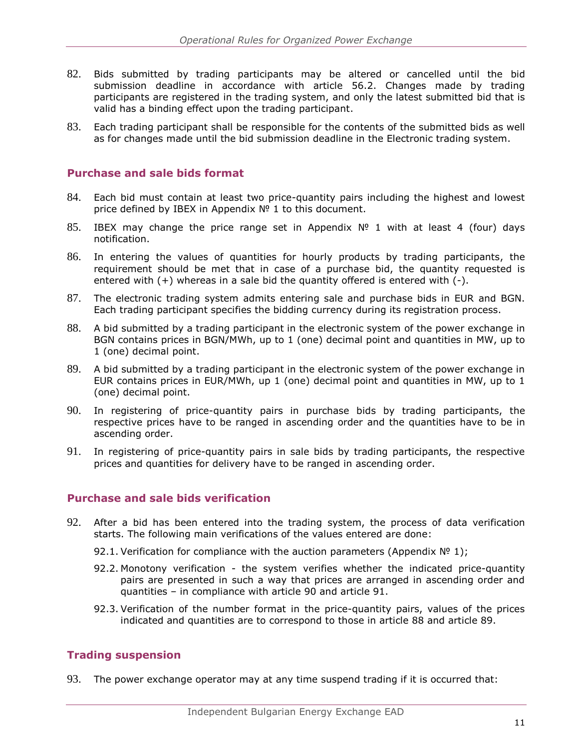82. Bids submitted by trading participants may be altered or cancelled until the bid submission deadline in accordance with article 56.2. Changes made by trading participants are registered in the trading system, and only the latest submitted bid that is valid has a binding effect upon the trading participant.

83. Each trading participant shall be responsible for the contents of the submitted bids as well as for changes made until the bid submission deadline in the Electronic trading system.

## Purchase and sale bids format

84. Each bid must contain at least two price-quantity pairs including the highest and lowest price defined by IBEX in Appendix № 1 to this document.

85. IBEX may change the price range set in Appendix № 1 with at least 4 (four) days notification.

86. In entering the values of quantities for hourly products by trading participants, the requirement should be met that in case of a purchase bid, the quantity requested is entered with (+) whereas in a sale bid the quantity offered is entered with (-).

87. The electronic trading system admits entering sale and purchase bids in EUR and BGN. Each trading participant specifies the bidding currency during its registration process.

88. A bid submitted by a trading participant in the electronic system of the power exchange in BGN contains prices in BGN/MWh, up to 1 (one) decimal point and quantities in MW, up to 1 (one) decimal point.

89. A bid submitted by a trading participant in the electronic system of the power exchange in EUR contains prices in EUR/MWh, up 1 (one) decimal point and quantities in MW, up to 1 (one) decimal point.

90. In registering of price-quantity pairs in purchase bids by trading participants, the respective prices have to be ranged in ascending order and the quantities have to be in ascending order.

91. In registering of price-quantity pairs in sale bids by trading participants, the respective prices and quantities for delivery have to be ranged in ascending order.

## Purchase and sale bids verification

92. After a bid has been entered into the trading system, the process of data verification starts. The following main verifications of the values entered are done:

    92.1. Verification for compliance with the auction parameters (Appendix № 1);

    92.2. Monotony verification - the system verifies whether the indicated price-quantity pairs are presented in such a way that prices are arranged in ascending order and quantities – in compliance with article 90 and article 91.

    92.3. Verification of the number format in the price-quantity pairs, values of the prices indicated and quantities are to correspond to those in article 88 and article 89.

## Trading suspension

93. The power exchange operator may at any time suspend trading if it is occurred that: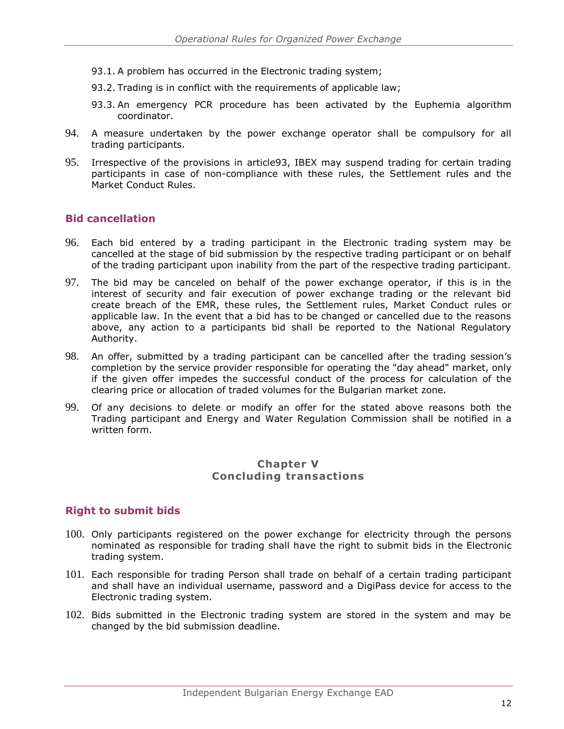93.1. A problem has occurred in the Electronic trading system;

93.2. Trading is in conflict with the requirements of applicable law;

93.3. An emergency PCR procedure has been activated by the Euphemia algorithm coordinator.

94. A measure undertaken by the power exchange operator shall be compulsory for all trading participants.

95. Irrespective of the provisions in article93, IBEX may suspend trading for certain trading participants in case of non-compliance with these rules, the Settlement rules and the Market Conduct Rules.

## Bid cancellation

96. Each bid entered by a trading participant in the Electronic trading system may be cancelled at the stage of bid submission by the respective trading participant or on behalf of the trading participant upon inability from the part of the respective trading participant.

97. The bid may be canceled on behalf of the power exchange operator, if this is in the interest of security and fair execution of power exchange trading or the relevant bid create breach of the EMR, these rules, the Settlement rules, Market Conduct rules or applicable law. In the event that a bid has to be changed or cancelled due to the reasons above, any action to a participants bid shall be reported to the National Regulatory Authority.

98. An offer, submitted by a trading participant can be cancelled after the trading session's completion by the service provider responsible for operating the "day ahead" market, only if the given offer impedes the successful conduct of the process for calculation of the clearing price or allocation of traded volumes for the Bulgarian market zone.

99. Of any decisions to delete or modify an offer for the stated above reasons both the Trading participant and Energy and Water Regulation Commission shall be notified in a written form.

# Chapter V
# Concluding transactions

## Right to submit bids

100. Only participants registered on the power exchange for electricity through the persons nominated as responsible for trading shall have the right to submit bids in the Electronic trading system.

101. Each responsible for trading Person shall trade on behalf of a certain trading participant and shall have an individual username, password and a DigiPass device for access to the Electronic trading system.

102. Bids submitted in the Electronic trading system are stored in the system and may be changed by the bid submission deadline.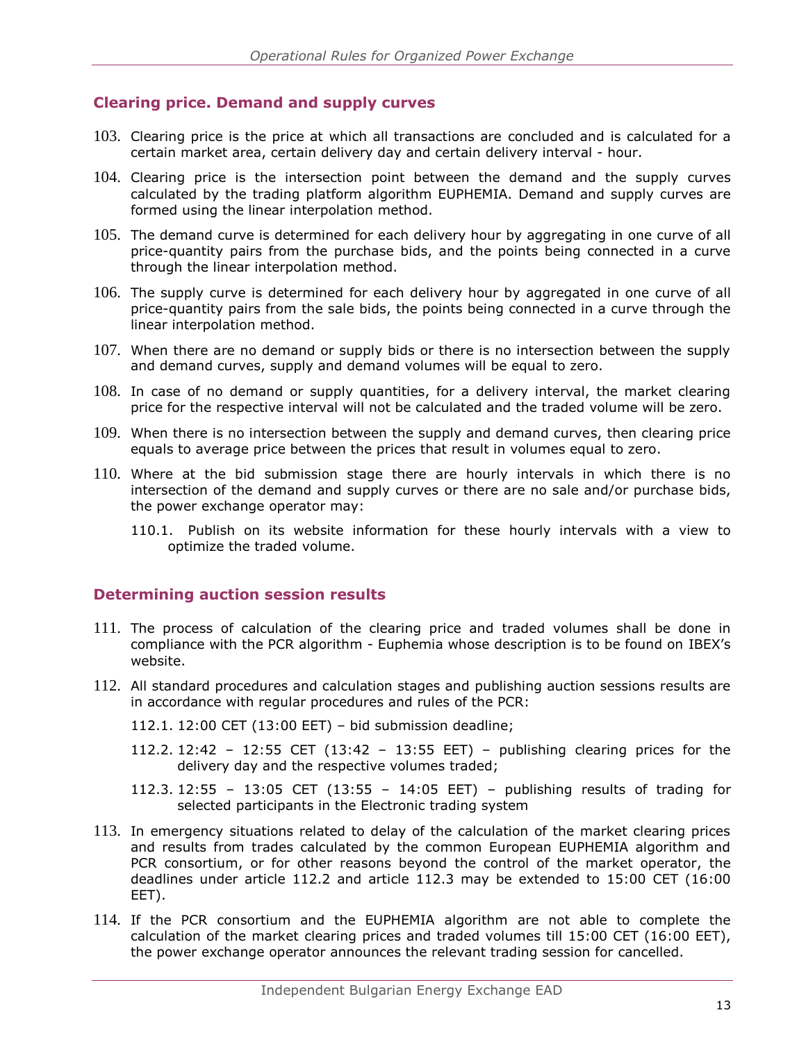## Clearing price. Demand and supply curves

103. Clearing price is the price at which all transactions are concluded and is calculated for a certain market area, certain delivery day and certain delivery interval - hour.

104. Clearing price is the intersection point between the demand and the supply curves calculated by the trading platform algorithm EUPHEMIA. Demand and supply curves are formed using the linear interpolation method.

105. The demand curve is determined for each delivery hour by aggregating in one curve of all price-quantity pairs from the purchase bids, and the points being connected in a curve through the linear interpolation method.

106. The supply curve is determined for each delivery hour by aggregated in one curve of all price-quantity pairs from the sale bids, the points being connected in a curve through the linear interpolation method.

107. When there are no demand or supply bids or there is no intersection between the supply and demand curves, supply and demand volumes will be equal to zero.

108. In case of no demand or supply quantities, for a delivery interval, the market clearing price for the respective interval will not be calculated and the traded volume will be zero.

109. When there is no intersection between the supply and demand curves, then clearing price equals to average price between the prices that result in volumes equal to zero.

110. Where at the bid submission stage there are hourly intervals in which there is no intersection of the demand and supply curves or there are no sale and/or purchase bids, the power exchange operator may:

    110.1. Publish on its website information for these hourly intervals with a view to optimize the traded volume.

## Determining auction session results

111. The process of calculation of the clearing price and traded volumes shall be done in compliance with the PCR algorithm - Euphemia whose description is to be found on IBEX's website.

112. All standard procedures and calculation stages and publishing auction sessions results are in accordance with regular procedures and rules of the PCR:

    112.1. 12:00 CET (13:00 EET) – bid submission deadline;

    112.2. 12:42 – 12:55 CET (13:42 – 13:55 EET) – publishing clearing prices for the delivery day and the respective volumes traded;

    112.3. 12:55 – 13:05 CET (13:55 – 14:05 EET) – publishing results of trading for selected participants in the Electronic trading system

113. In emergency situations related to delay of the calculation of the market clearing prices and results from trades calculated by the common European EUPHEMIA algorithm and PCR consortium, or for other reasons beyond the control of the market operator, the deadlines under article 112.2 and article 112.3 may be extended to 15:00 CET (16:00 EET).

114. If the PCR consortium and the EUPHEMIA algorithm are not able to complete the calculation of the market clearing prices and traded volumes till 15:00 CET (16:00 EET), the power exchange operator announces the relevant trading session for cancelled.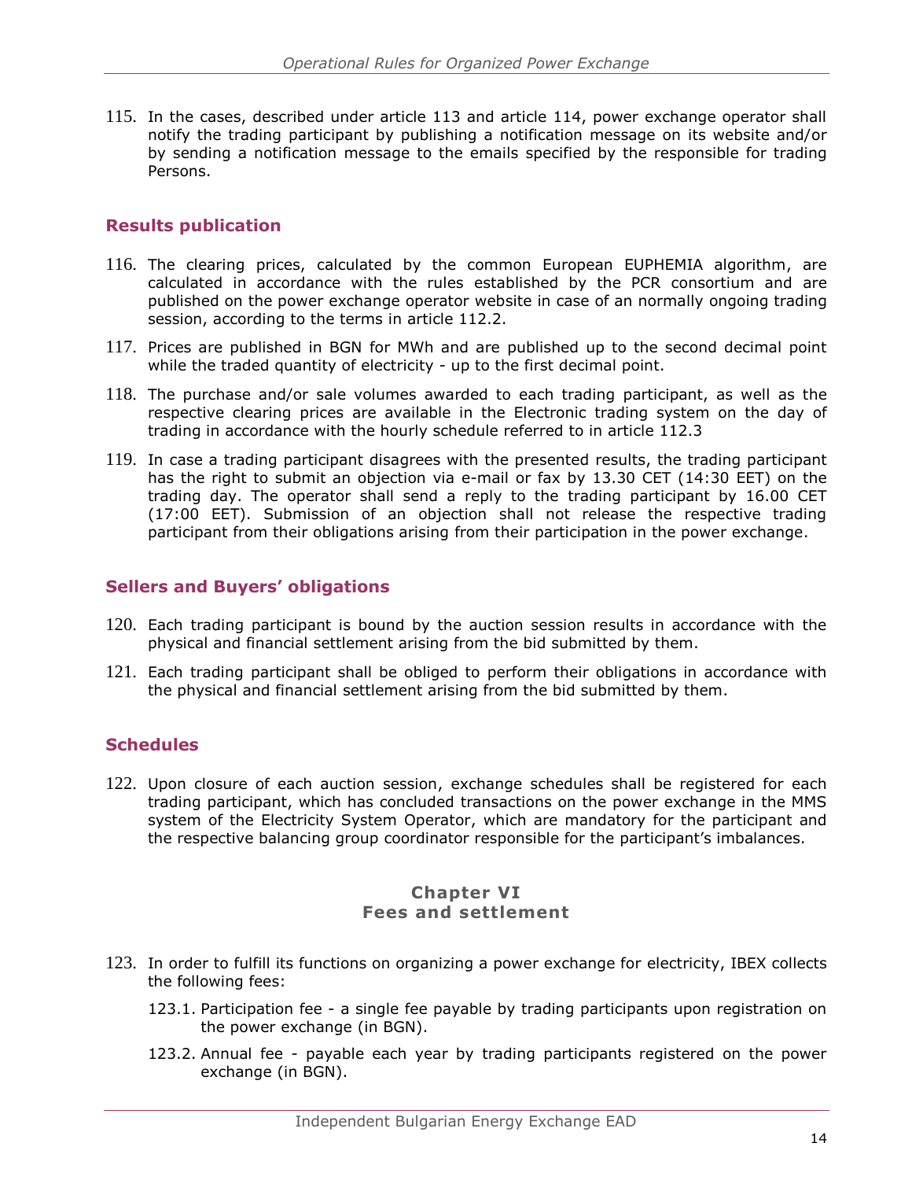115. In the cases, described under article 113 and article 114, power exchange operator shall notify the trading participant by publishing a notification message on its website and/or by sending a notification message to the emails specified by the responsible for trading Persons.

## Results publication

116. The clearing prices, calculated by the common European EUPHEMIA algorithm, are calculated in accordance with the rules established by the PCR consortium and are published on the power exchange operator website in case of an normally ongoing trading session, according to the terms in article 112.2.

117. Prices are published in BGN for MWh and are published up to the second decimal point while the traded quantity of electricity - up to the first decimal point.

118. The purchase and/or sale volumes awarded to each trading participant, as well as the respective clearing prices are available in the Electronic trading system on the day of trading in accordance with the hourly schedule referred to in article 112.3

119. In case a trading participant disagrees with the presented results, the trading participant has the right to submit an objection via e-mail or fax by 13.30 CET (14:30 EET) on the trading day. The operator shall send a reply to the trading participant by 16.00 CET (17:00 EET). Submission of an objection shall not release the respective trading participant from their obligations arising from their participation in the power exchange.

## Sellers and Buyers' obligations

120. Each trading participant is bound by the auction session results in accordance with the physical and financial settlement arising from the bid submitted by them.

121. Each trading participant shall be obliged to perform their obligations in accordance with the physical and financial settlement arising from the bid submitted by them.

## Schedules

122. Upon closure of each auction session, exchange schedules shall be registered for each trading participant, which has concluded transactions on the power exchange in the MMS system of the Electricity System Operator, which are mandatory for the participant and the respective balancing group coordinator responsible for the participant's imbalances.

# Chapter VI
# Fees and settlement

123. In order to fulfill its functions on organizing a power exchange for electricity, IBEX collects the following fees:

    123.1. Participation fee - a single fee payable by trading participants upon registration on the power exchange (in BGN).

    123.2. Annual fee - payable each year by trading participants registered on the power exchange (in BGN).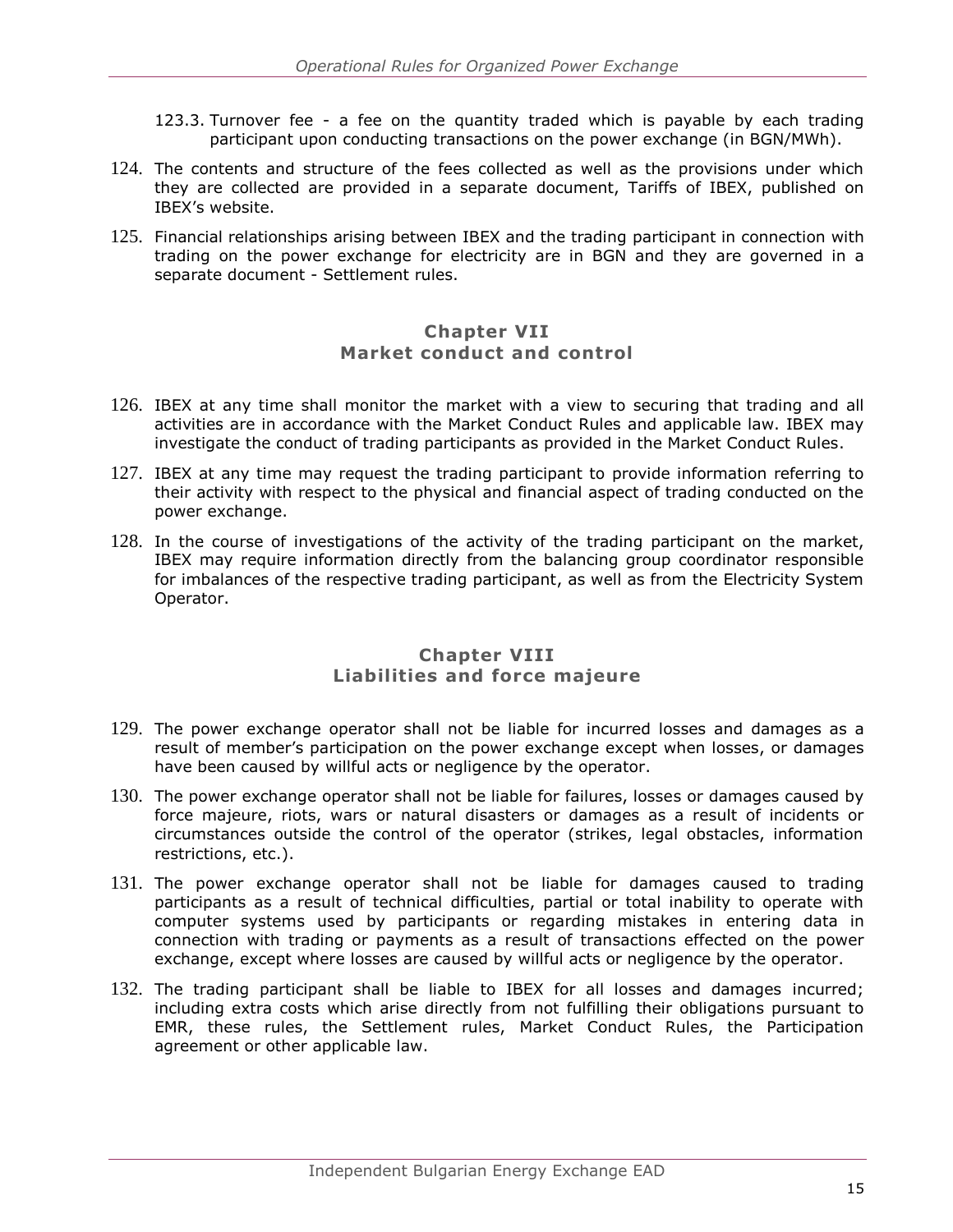123.3. Turnover fee - a fee on the quantity traded which is payable by each trading participant upon conducting transactions on the power exchange (in BGN/MWh).

124. The contents and structure of the fees collected as well as the provisions under which they are collected are provided in a separate document, Tariffs of IBEX, published on IBEX's website.

125. Financial relationships arising between IBEX and the trading participant in connection with trading on the power exchange for electricity are in BGN and they are governed in a separate document - Settlement rules.

## Chapter VII
## Market conduct and control

126. IBEX at any time shall monitor the market with a view to securing that trading and all activities are in accordance with the Market Conduct Rules and applicable law. IBEX may investigate the conduct of trading participants as provided in the Market Conduct Rules.

127. IBEX at any time may request the trading participant to provide information referring to their activity with respect to the physical and financial aspect of trading conducted on the power exchange.

128. In the course of investigations of the activity of the trading participant on the market, IBEX may require information directly from the balancing group coordinator responsible for imbalances of the respective trading participant, as well as from the Electricity System Operator.

## Chapter VIII
## Liabilities and force majeure

129. The power exchange operator shall not be liable for incurred losses and damages as a result of member's participation on the power exchange except when losses, or damages have been caused by willful acts or negligence by the operator.

130. The power exchange operator shall not be liable for failures, losses or damages caused by force majeure, riots, wars or natural disasters or damages as a result of incidents or circumstances outside the control of the operator (strikes, legal obstacles, information restrictions, etc.).

131. The power exchange operator shall not be liable for damages caused to trading participants as a result of technical difficulties, partial or total inability to operate with computer systems used by participants or regarding mistakes in entering data in connection with trading or payments as a result of transactions effected on the power exchange, except where losses are caused by willful acts or negligence by the operator.

132. The trading participant shall be liable to IBEX for all losses and damages incurred; including extra costs which arise directly from not fulfilling their obligations pursuant to EMR, these rules, the Settlement rules, Market Conduct Rules, the Participation agreement or other applicable law.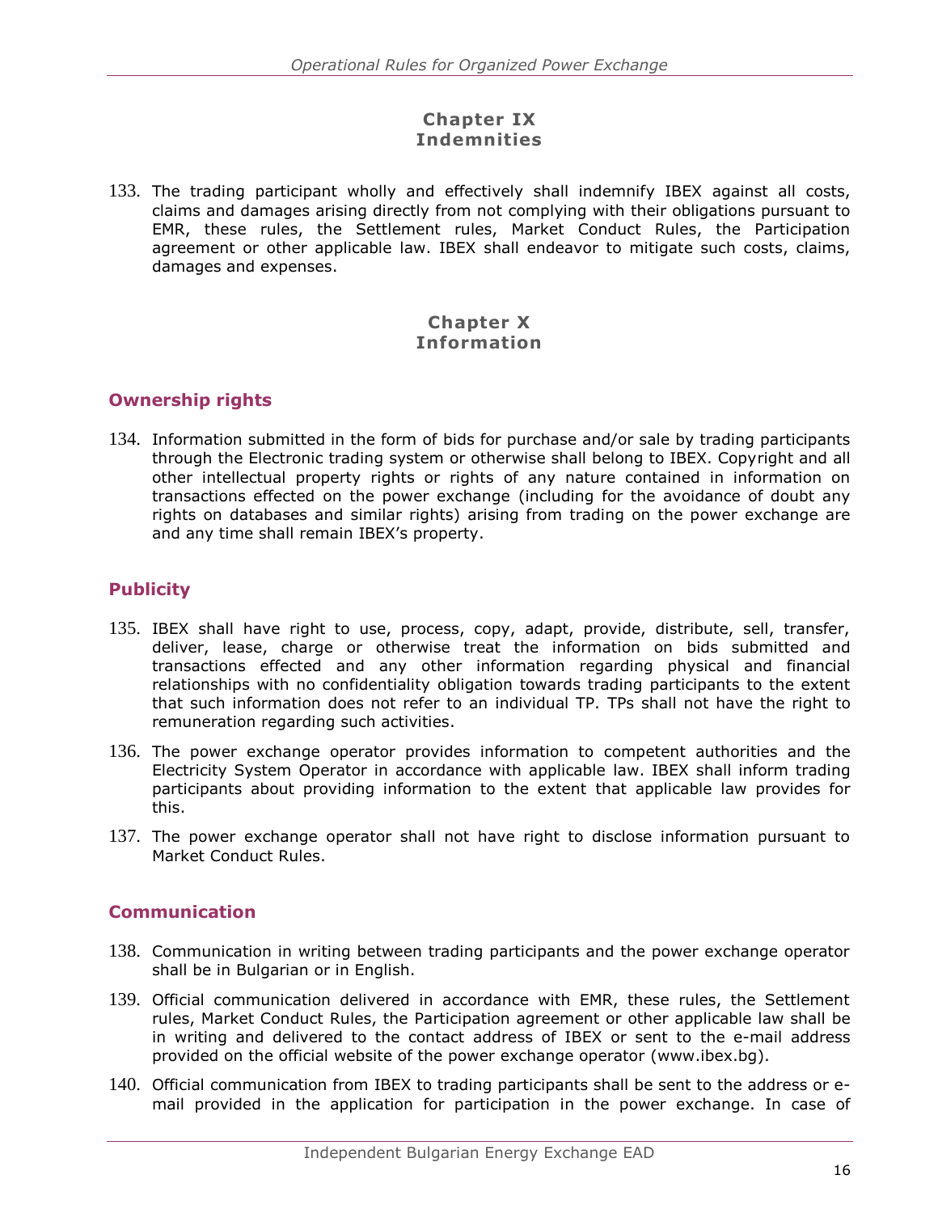## Chapter IX
## Indemnities

133. The trading participant wholly and effectively shall indemnify IBEX against all costs, claims and damages arising directly from not complying with their obligations pursuant to EMR, these rules, the Settlement rules, Market Conduct Rules, the Participation agreement or other applicable law. IBEX shall endeavor to mitigate such costs, claims, damages and expenses.

## Chapter X
## Information

### Ownership rights

134. Information submitted in the form of bids for purchase and/or sale by trading participants through the Electronic trading system or otherwise shall belong to IBEX. Copyright and all other intellectual property rights or rights of any nature contained in information on transactions effected on the power exchange (including for the avoidance of doubt any rights on databases and similar rights) arising from trading on the power exchange are and any time shall remain IBEX's property.

### Publicity

135. IBEX shall have right to use, process, copy, adapt, provide, distribute, sell, transfer, deliver, lease, charge or otherwise treat the information on bids submitted and transactions effected and any other information regarding physical and financial relationships with no confidentiality obligation towards trading participants to the extent that such information does not refer to an individual TP. TPs shall not have the right to remuneration regarding such activities.

136. The power exchange operator provides information to competent authorities and the Electricity System Operator in accordance with applicable law. IBEX shall inform trading participants about providing information to the extent that applicable law provides for this.

137. The power exchange operator shall not have right to disclose information pursuant to Market Conduct Rules.

### Communication

138. Communication in writing between trading participants and the power exchange operator shall be in Bulgarian or in English.

139. Official communication delivered in accordance with EMR, these rules, the Settlement rules, Market Conduct Rules, the Participation agreement or other applicable law shall be in writing and delivered to the contact address of IBEX or sent to the e-mail address provided on the official website of the power exchange operator (www.ibex.bg).

140. Official communication from IBEX to trading participants shall be sent to the address or e-mail provided in the application for participation in the power exchange. In case of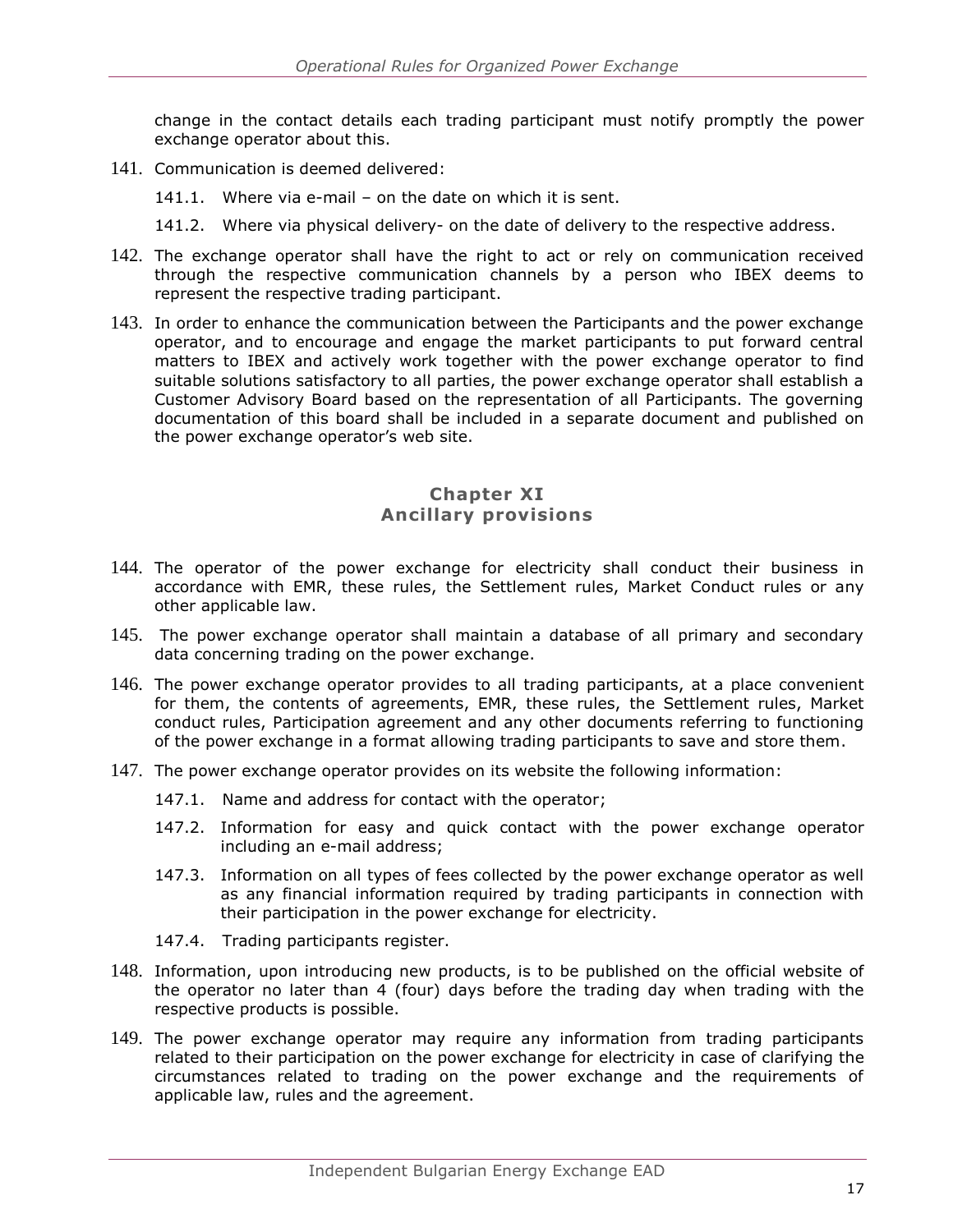change in the contact details each trading participant must notify promptly the power exchange operator about this.

141. Communication is deemed delivered:

    141.1. Where via e-mail – on the date on which it is sent.

    141.2. Where via physical delivery- on the date of delivery to the respective address.

142. The exchange operator shall have the right to act or rely on communication received through the respective communication channels by a person who IBEX deems to represent the respective trading participant.

143. In order to enhance the communication between the Participants and the power exchange operator, and to encourage and engage the market participants to put forward central matters to IBEX and actively work together with the power exchange operator to find suitable solutions satisfactory to all parties, the power exchange operator shall establish a Customer Advisory Board based on the representation of all Participants. The governing documentation of this board shall be included in a separate document and published on the power exchange operator's web site.

## Chapter XI
## Ancillary provisions

144. The operator of the power exchange for electricity shall conduct their business in accordance with EMR, these rules, the Settlement rules, Market Conduct rules or any other applicable law.

145. The power exchange operator shall maintain a database of all primary and secondary data concerning trading on the power exchange.

146. The power exchange operator provides to all trading participants, at a place convenient for them, the contents of agreements, EMR, these rules, the Settlement rules, Market conduct rules, Participation agreement and any other documents referring to functioning of the power exchange in a format allowing trading participants to save and store them.

147. The power exchange operator provides on its website the following information:

    147.1. Name and address for contact with the operator;

    147.2. Information for easy and quick contact with the power exchange operator including an e-mail address;

    147.3. Information on all types of fees collected by the power exchange operator as well as any financial information required by trading participants in connection with their participation in the power exchange for electricity.

    147.4. Trading participants register.

148. Information, upon introducing new products, is to be published on the official website of the operator no later than 4 (four) days before the trading day when trading with the respective products is possible.

149. The power exchange operator may require any information from trading participants related to their participation on the power exchange for electricity in case of clarifying the circumstances related to trading on the power exchange and the requirements of applicable law, rules and the agreement.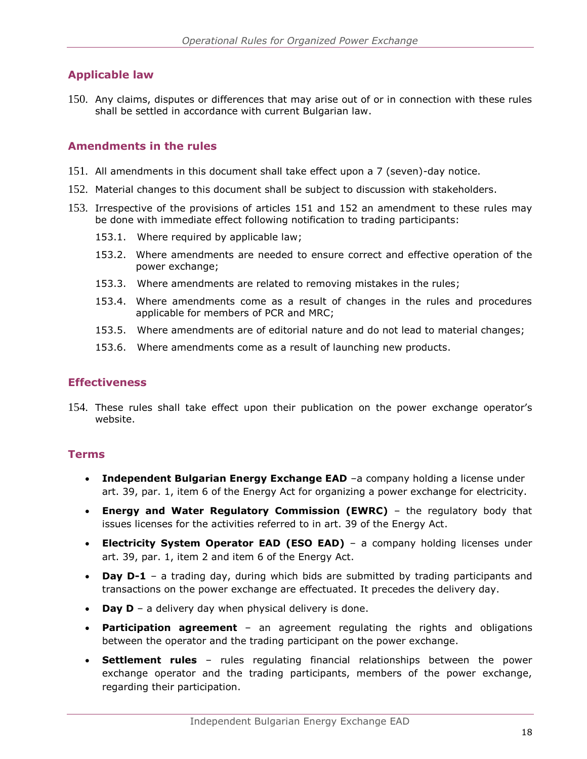## Applicable law

150. Any claims, disputes or differences that may arise out of or in connection with these rules shall be settled in accordance with current Bulgarian law.

## Amendments in the rules

151. All amendments in this document shall take effect upon a 7 (seven)-day notice.
152. Material changes to this document shall be subject to discussion with stakeholders.
153. Irrespective of the provisions of articles 151 and 152 an amendment to these rules may be done with immediate effect following notification to trading participants:
    - 153.1. Where required by applicable law;
    - 153.2. Where amendments are needed to ensure correct and effective operation of the power exchange;
    - 153.3. Where amendments are related to removing mistakes in the rules;
    - 153.4. Where amendments come as a result of changes in the rules and procedures applicable for members of PCR and MRC;
    - 153.5. Where amendments are of editorial nature and do not lead to material changes;
    - 153.6. Where amendments come as a result of launching new products.

## Effectiveness

154. These rules shall take effect upon their publication on the power exchange operator's website.

## Terms

- **Independent Bulgarian Energy Exchange EAD** –a company holding a license under art. 39, par. 1, item 6 of the Energy Act for organizing a power exchange for electricity.
- **Energy and Water Regulatory Commission (EWRC)** – the regulatory body that issues licenses for the activities referred to in art. 39 of the Energy Act.
- **Electricity System Operator EAD (ESO EAD)** – a company holding licenses under art. 39, par. 1, item 2 and item 6 of the Energy Act.
- **Day D-1** – a trading day, during which bids are submitted by trading participants and transactions on the power exchange are effectuated. It precedes the delivery day.
- **Day D** – a delivery day when physical delivery is done.
- **Participation agreement** – an agreement regulating the rights and obligations between the operator and the trading participant on the power exchange.
- **Settlement rules** – rules regulating financial relationships between the power exchange operator and the trading participants, members of the power exchange, regarding their participation.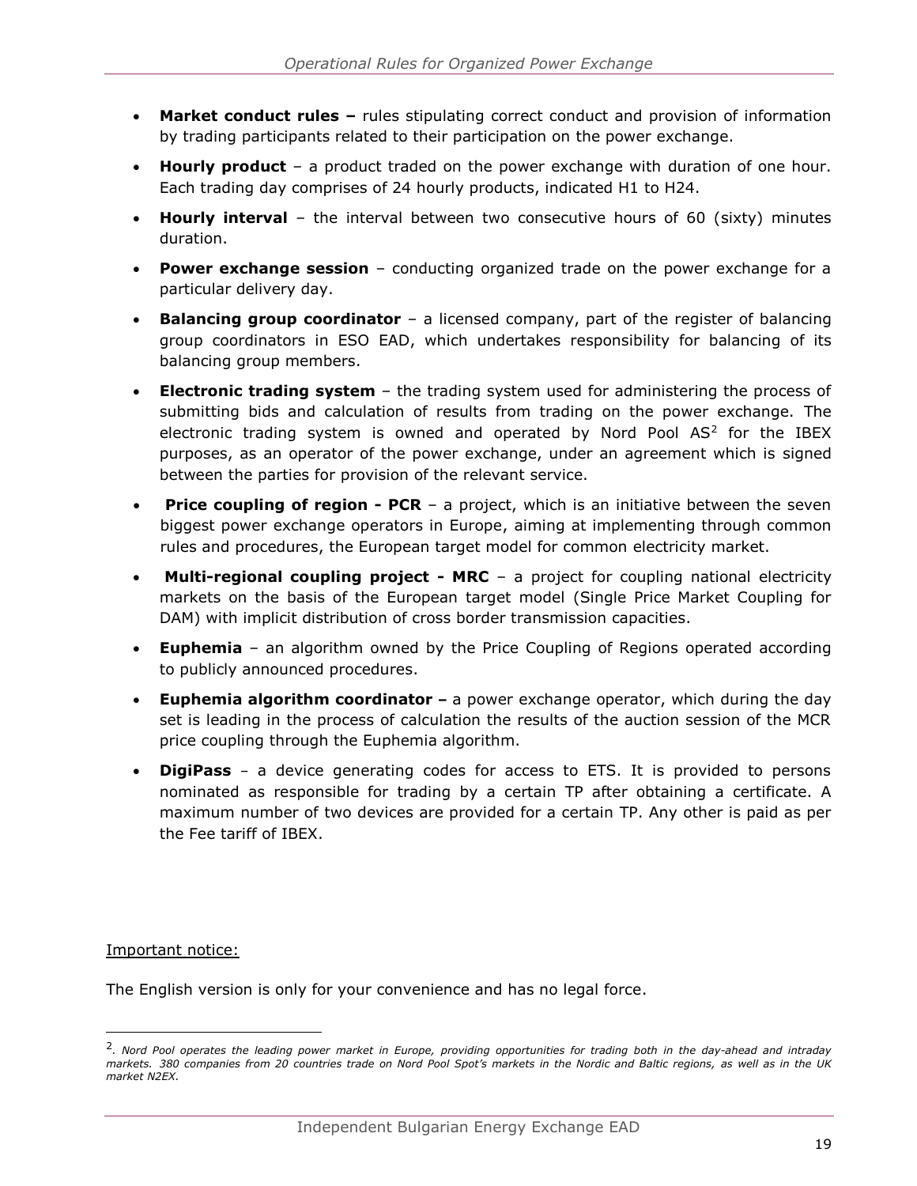- **Market conduct rules –** rules stipulating correct conduct and provision of information by trading participants related to their participation on the power exchange.
- **Hourly product** – a product traded on the power exchange with duration of one hour. Each trading day comprises of 24 hourly products, indicated H1 to H24.
- **Hourly interval** – the interval between two consecutive hours of 60 (sixty) minutes duration.
- **Power exchange session** – conducting organized trade on the power exchange for a particular delivery day.
- **Balancing group coordinator** – a licensed company, part of the register of balancing group coordinators in ESO EAD, which undertakes responsibility for balancing of its balancing group members.
- **Electronic trading system** – the trading system used for administering the process of submitting bids and calculation of results from trading on the power exchange. The electronic trading system is owned and operated by Nord Pool AS[2] for the IBEX purposes, as an operator of the power exchange, under an agreement which is signed between the parties for provision of the relevant service.
- **Price coupling of region - PCR** – a project, which is an initiative between the seven biggest power exchange operators in Europe, aiming at implementing through common rules and procedures, the European target model for common electricity market.
- **Multi-regional coupling project - MRC** – a project for coupling national electricity markets on the basis of the European target model (Single Price Market Coupling for DAM) with implicit distribution of cross border transmission capacities.
- **Euphemia** – an algorithm owned by the Price Coupling of Regions operated according to publicly announced procedures.
- **Euphemia algorithm coordinator –** a power exchange operator, which during the day set is leading in the process of calculation the results of the auction session of the MCR price coupling through the Euphemia algorithm.
- **DigiPass** – a device generating codes for access to ETS. It is provided to persons nominated as responsible for trading by a certain TP after obtaining a certificate. A maximum number of two devices are provided for a certain TP. Any other is paid as per the Fee tariff of IBEX.

<u>Important notice:</u>

The English version is only for your convenience and has no legal force.

---

[2]. *Nord Pool operates the leading power market in Europe, providing opportunities for trading both in the day-ahead and intraday markets. 380 companies from 20 countries trade on Nord Pool Spot's markets in the Nordic and Baltic regions, as well as in the UK market N2EX.*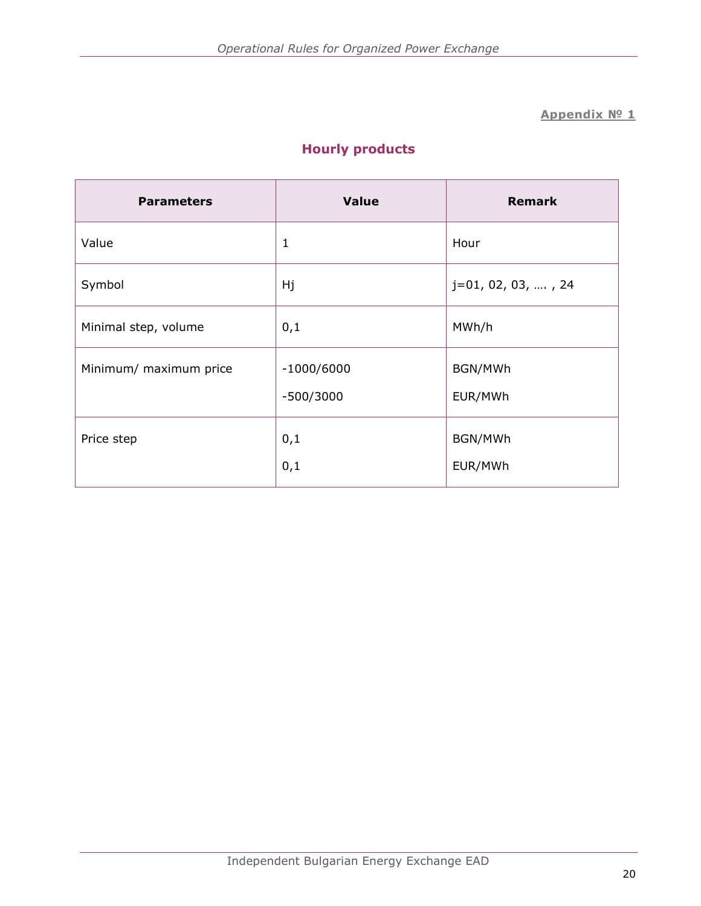**Appendix № 1**

## Hourly products

| Parameters | Value | Remark |
|---|---|---|
| Value | 1 | Hour |
| Symbol | Hj | j=01, 02, 03, …. , 24 |
| Minimal step, volume | 0,1 | MWh/h |
| Minimum/ maximum price | -1000/6000<br>-500/3000 | BGN/MWh<br>EUR/MWh |
| Price step | 0,1<br>0,1 | BGN/MWh<br>EUR/MWh |